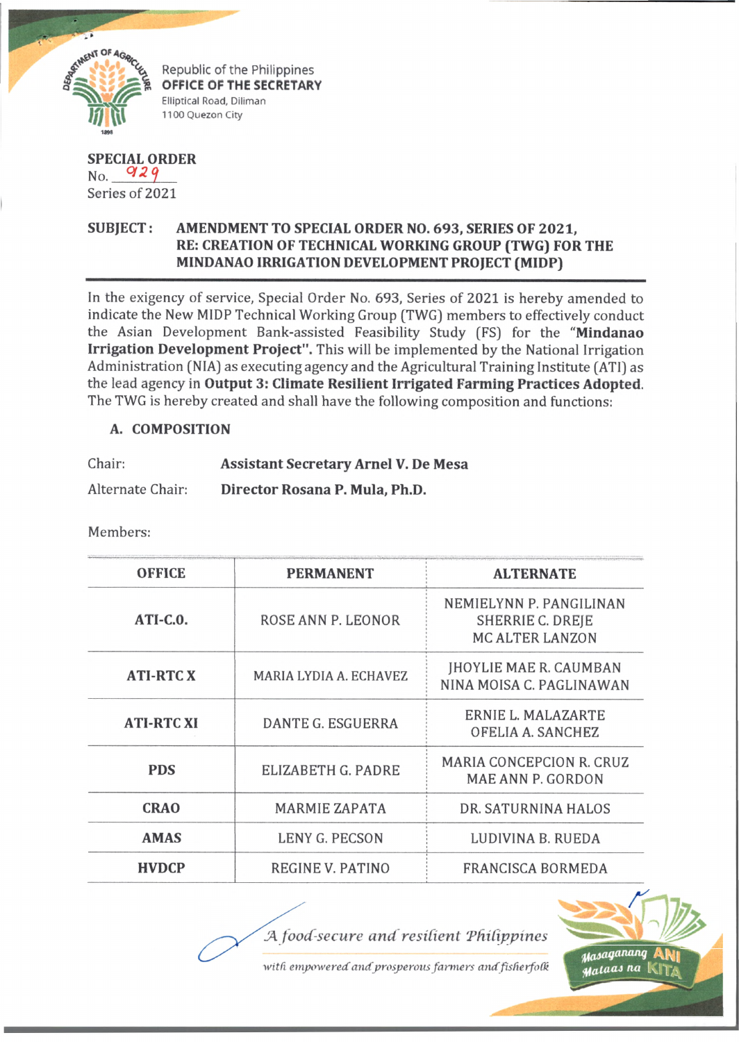Republic of the Philippines
**OFFICE OF THE SECRETARY**
Elliptical Road, Diliman
1100 Quezon City

**SPECIAL ORDER**
No. 929
Series of 2021

**SUBJECT: AMENDMENT TO SPECIAL ORDER NO. 693, SERIES OF 2021, RE: CREATION OF TECHNICAL WORKING GROUP (TWG) FOR THE MINDANAO IRRIGATION DEVELOPMENT PROJECT (MIDP)**

In the exigency of service, Special Order No. 693, Series of 2021 is hereby amended to indicate the New MIDP Technical Working Group (TWG) members to effectively conduct the Asian Development Bank-assisted Feasibility Study (FS) for the "**Mindanao Irrigation Development Project"**. This will be implemented by the National Irrigation Administration (NIA) as executing agency and the Agricultural Training Institute (ATI) as the lead agency in **Output 3: Climate Resilient Irrigated Farming Practices Adopted**. The TWG is hereby created and shall have the following composition and functions:

## A. COMPOSITION

Chair: **Assistant Secretary Arnel V. De Mesa**

Alternate Chair: **Director Rosana P. Mula, Ph.D.**

Members:

| OFFICE | PERMANENT | ALTERNATE |
|---|---|---|
| **ATI-C.O.** | ROSE ANN P. LEONOR | NEMIELYNN P. PANGILINAN<br>SHERRIE C. DREJE<br>MC ALTER LANZON |
| **ATI-RTC X** | MARIA LYDIA A. ECHAVEZ | JHOYLIE MAE R. CAUMBAN<br>NINA MOISA C. PAGLINAWAN |
| **ATI-RTC XI** | DANTE G. ESGUERRA | ERNIE L. MALAZARTE<br>OFELIA A. SANCHEZ |
| **PDS** | ELIZABETH G. PADRE | MARIA CONCEPCION R. CRUZ<br>MAE ANN P. GORDON |
| **CRAO** | MARMIE ZAPATA | DR. SATURNINA HALOS |
| **AMAS** | LENY G. PECSON | LUDIVINA B. RUEDA |
| **HVDCP** | REGINE V. PATINO | FRANCISCA BORMEDA |

*A food-secure and resilient Philippines with empowered and prosperous farmers and fisherfolk*

Masaganang ANI Mataas na KITA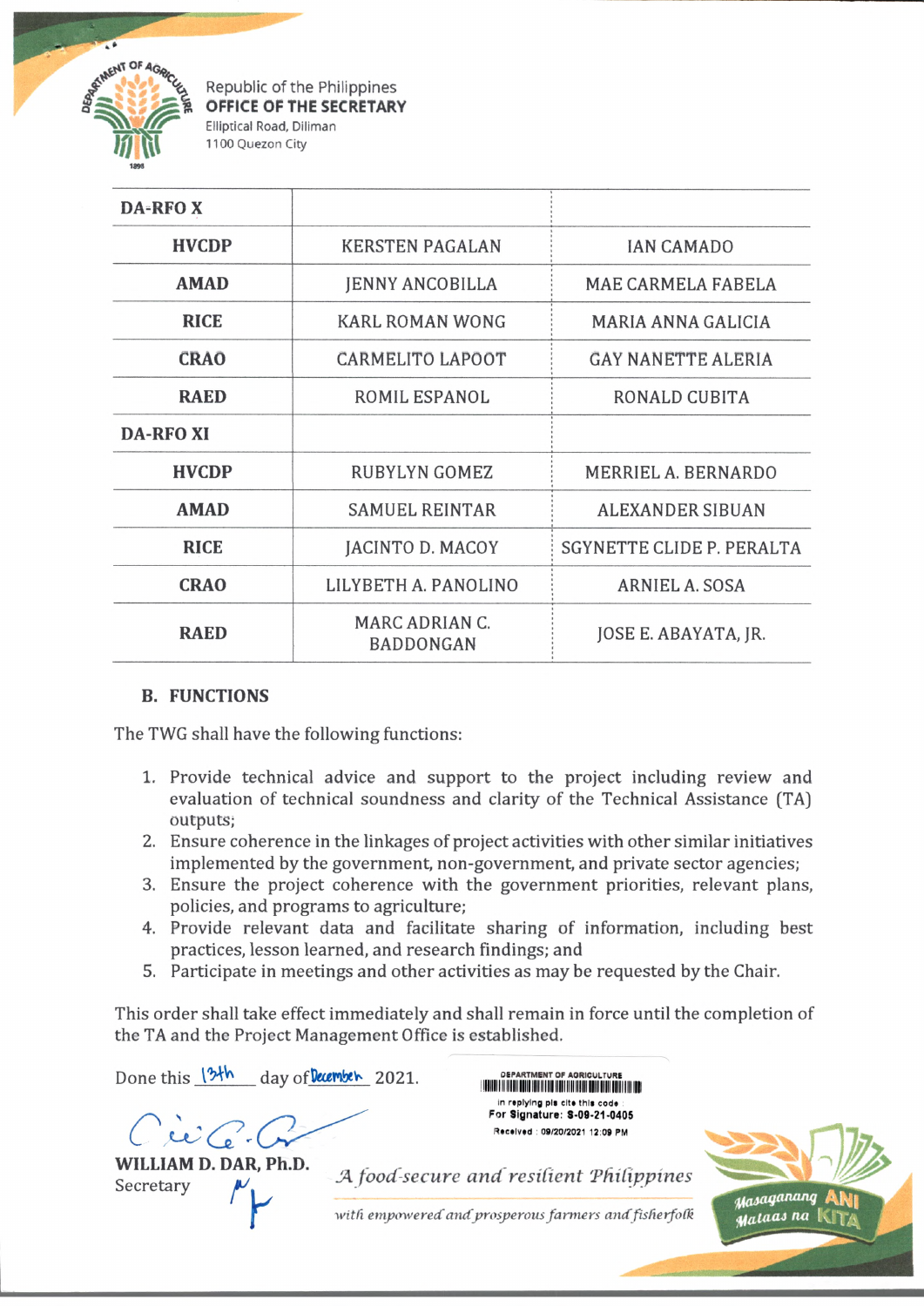| | | |
|---|---|---|
| **DA-RFO X** | | |
| **HVCDP** | KERSTEN PAGALAN | IAN CAMADO |
| **AMAD** | JENNY ANCOBILLA | MAE CARMELA FABELA |
| **RICE** | KARL ROMAN WONG | MARIA ANNA GALICIA |
| **CRAO** | CARMELITO LAPOOT | GAY NANETTE ALERIA |
| **RAED** | ROMIL ESPANOL | RONALD CUBITA |
| **DA-RFO XI** | | |
| **HVCDP** | RUBYLYN GOMEZ | MERRIEL A. BERNARDO |
| **AMAD** | SAMUEL REINTAR | ALEXANDER SIBUAN |
| **RICE** | JACINTO D. MACOY | SGYNETTE CLIDE P. PERALTA |
| **CRAO** | LILYBETH A. PANOLINO | ARNIEL A. SOSA |
| **RAED** | MARC ADRIAN C. BADDONGAN | JOSE E. ABAYATA, JR. |

### B. FUNCTIONS

The TWG shall have the following functions:

1. Provide technical advice and support to the project including review and evaluation of technical soundness and clarity of the Technical Assistance (TA) outputs;
2. Ensure coherence in the linkages of project activities with other similar initiatives implemented by the government, non-government, and private sector agencies;
3. Ensure the project coherence with the government priorities, relevant plans, policies, and programs to agriculture;
4. Provide relevant data and facilitate sharing of information, including best practices, lesson learned, and research findings; and
5. Participate in meetings and other activities as may be requested by the Chair.

This order shall take effect immediately and shall remain in force until the completion of the TA and the Project Management Office is established.

Done this 13th day of December 2021.

DEPARTMENT OF AGRICULTURE
in replying pls cite this code :
For Signature: S-09-21-0405
Received : 09/20/2021 12:09 PM

**WILLIAM D. DAR, Ph.D.**
Secretary

*A food-secure and resilient Philippines*

*with empowered and prosperous farmers and fisherfolk*

Masaganang ANI Mataas na KITA